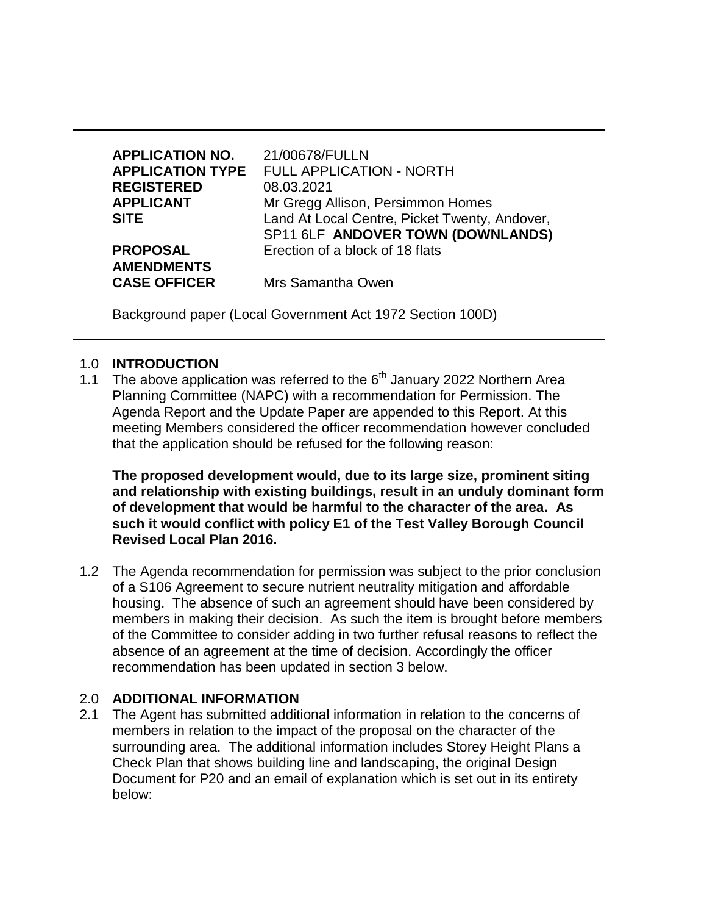| | |
|---|---|
| **APPLICATION NO.** | 21/00678/FULLN |
| **APPLICATION TYPE** | FULL APPLICATION - NORTH |
| **REGISTERED** | 08.03.2021 |
| **APPLICANT** | Mr Gregg Allison, Persimmon Homes |
| **SITE** | Land At Local Centre, Picket Twenty, Andover, SP11 6LF **ANDOVER TOWN (DOWNLANDS)** |
| **PROPOSAL** | Erection of a block of 18 flats |
| **AMENDMENTS** | |
| **CASE OFFICER** | Mrs Samantha Owen |

Background paper (Local Government Act 1972 Section 100D)

## 1.0 INTRODUCTION

1.1 The above application was referred to the 6th January 2022 Northern Area Planning Committee (NAPC) with a recommendation for Permission. The Agenda Report and the Update Paper are appended to this Report. At this meeting Members considered the officer recommendation however concluded that the application should be refused for the following reason:

**The proposed development would, due to its large size, prominent siting and relationship with existing buildings, result in an unduly dominant form of development that would be harmful to the character of the area. As such it would conflict with policy E1 of the Test Valley Borough Council Revised Local Plan 2016.**

1.2 The Agenda recommendation for permission was subject to the prior conclusion of a S106 Agreement to secure nutrient neutrality mitigation and affordable housing. The absence of such an agreement should have been considered by members in making their decision. As such the item is brought before members of the Committee to consider adding in two further refusal reasons to reflect the absence of an agreement at the time of decision. Accordingly the officer recommendation has been updated in section 3 below.

## 2.0 ADDITIONAL INFORMATION

2.1 The Agent has submitted additional information in relation to the concerns of members in relation to the impact of the proposal on the character of the surrounding area. The additional information includes Storey Height Plans a Check Plan that shows building line and landscaping, the original Design Document for P20 and an email of explanation which is set out in its entirety below: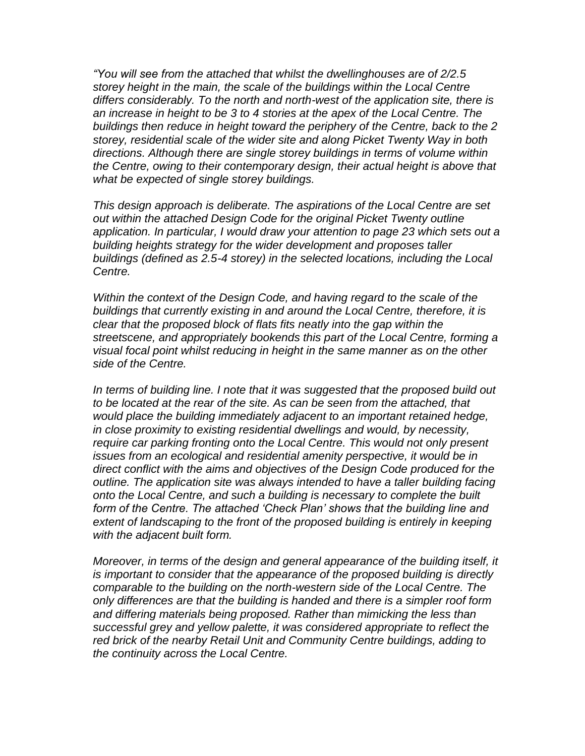*"You will see from the attached that whilst the dwellinghouses are of 2/2.5 storey height in the main, the scale of the buildings within the Local Centre differs considerably. To the north and north-west of the application site, there is an increase in height to be 3 to 4 stories at the apex of the Local Centre. The buildings then reduce in height toward the periphery of the Centre, back to the 2 storey, residential scale of the wider site and along Picket Twenty Way in both directions. Although there are single storey buildings in terms of volume within the Centre, owing to their contemporary design, their actual height is above that what be expected of single storey buildings.*

*This design approach is deliberate. The aspirations of the Local Centre are set out within the attached Design Code for the original Picket Twenty outline application. In particular, I would draw your attention to page 23 which sets out a building heights strategy for the wider development and proposes taller buildings (defined as 2.5-4 storey) in the selected locations, including the Local Centre.*

*Within the context of the Design Code, and having regard to the scale of the buildings that currently existing in and around the Local Centre, therefore, it is clear that the proposed block of flats fits neatly into the gap within the streetscene, and appropriately bookends this part of the Local Centre, forming a visual focal point whilst reducing in height in the same manner as on the other side of the Centre.*

*In terms of building line. I note that it was suggested that the proposed build out to be located at the rear of the site. As can be seen from the attached, that would place the building immediately adjacent to an important retained hedge, in close proximity to existing residential dwellings and would, by necessity, require car parking fronting onto the Local Centre. This would not only present issues from an ecological and residential amenity perspective, it would be in direct conflict with the aims and objectives of the Design Code produced for the outline. The application site was always intended to have a taller building facing onto the Local Centre, and such a building is necessary to complete the built form of the Centre. The attached 'Check Plan' shows that the building line and extent of landscaping to the front of the proposed building is entirely in keeping with the adjacent built form.*

*Moreover, in terms of the design and general appearance of the building itself, it is important to consider that the appearance of the proposed building is directly comparable to the building on the north-western side of the Local Centre. The only differences are that the building is handed and there is a simpler roof form and differing materials being proposed. Rather than mimicking the less than successful grey and yellow palette, it was considered appropriate to reflect the red brick of the nearby Retail Unit and Community Centre buildings, adding to the continuity across the Local Centre.*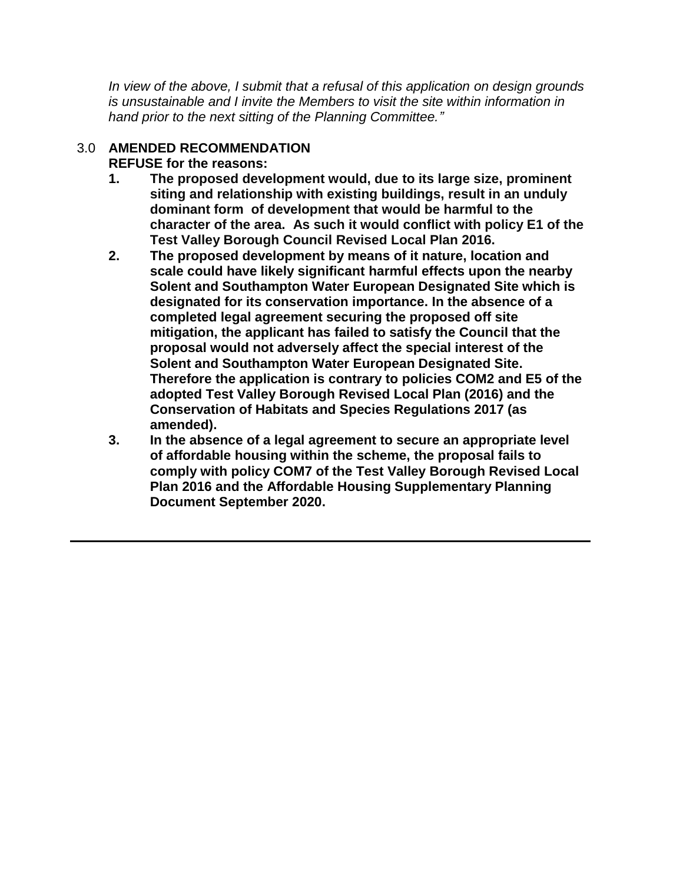*In view of the above, I submit that a refusal of this application on design grounds is unsustainable and I invite the Members to visit the site within information in hand prior to the next sitting of the Planning Committee."*

3.0 **AMENDED RECOMMENDATION**

**REFUSE for the reasons:**

1. **The proposed development would, due to its large size, prominent siting and relationship with existing buildings, result in an unduly dominant form of development that would be harmful to the character of the area. As such it would conflict with policy E1 of the Test Valley Borough Council Revised Local Plan 2016.**
2. **The proposed development by means of it nature, location and scale could have likely significant harmful effects upon the nearby Solent and Southampton Water European Designated Site which is designated for its conservation importance. In the absence of a completed legal agreement securing the proposed off site mitigation, the applicant has failed to satisfy the Council that the proposal would not adversely affect the special interest of the Solent and Southampton Water European Designated Site. Therefore the application is contrary to policies COM2 and E5 of the adopted Test Valley Borough Revised Local Plan (2016) and the Conservation of Habitats and Species Regulations 2017 (as amended).**
3. **In the absence of a legal agreement to secure an appropriate level of affordable housing within the scheme, the proposal fails to comply with policy COM7 of the Test Valley Borough Revised Local Plan 2016 and the Affordable Housing Supplementary Planning Document September 2020.**